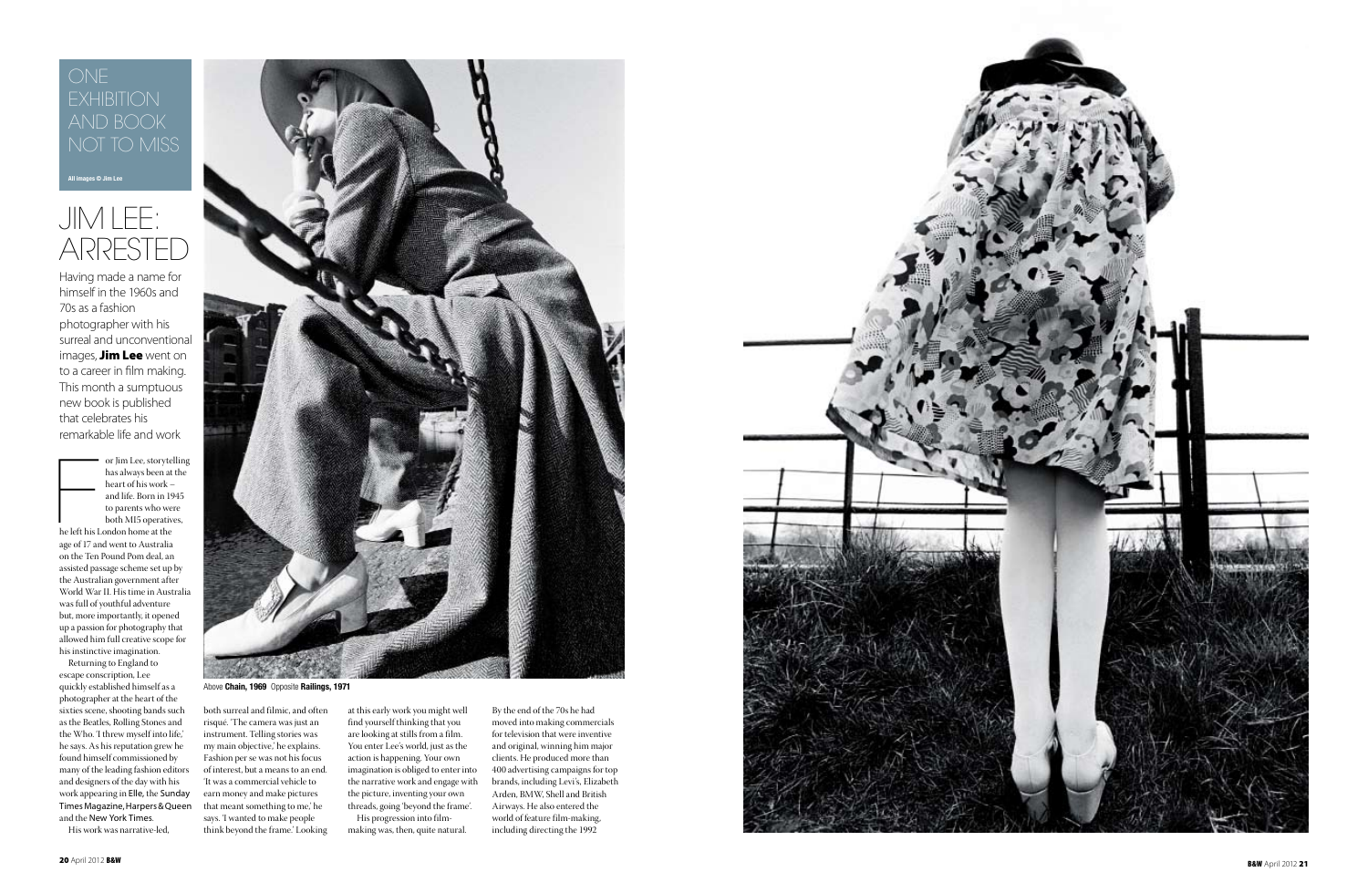ONE EXHIBITION AND BOOK NOT TO MISS

All images © Jim Lee

# JIM LEE: ARRESTED

Having made a name for himself in the 1960s and 70s as a fashion photographer with his surreal and unconventional images, **Jim Lee** went on to a career in film making. This month a sumptuous new book is published that celebrates his remarkable life and work

For Jim Lee, storytelling has always been at the heart of his work – and life. Born in 1945 to parents who were both MI5 operatives, he left his London home at the age of 17 and went to Australia on the Ten Pound Pom deal, an assisted passage scheme set up by the Australian government after World War II. His time in Australia was full of youthful adventure but, more importantly, it opened up a passion for photography that allowed him full creative scope for his instinctive imagination.

Returning to England to escape conscription, Lee quickly established himself as a photographer at the heart of the sixties scene, shooting bands such as the Beatles, Rolling Stones and the Who. 'I threw myself into life,' he says. As his reputation grew he found himself commissioned by many of the leading fashion editors and designers of the day with his work appearing in Elle, the Sunday Times Magazine, Harpers & Queen and the New York Times.

His work was narrative-led, both surreal and filmic, and often risqué. 'The camera was just an instrument. Telling stories was my main objective,' he explains. Fashion per se was not his focus of interest, but a means to an end. 'It was a commercial vehicle to earn money and make pictures that meant something to me,' he says. 'I wanted to make people think beyond the frame.' Looking at this early work you might well find yourself thinking that you are looking at stills from a film. You enter Lee's world, just as the action is happening. Your own imagination is obliged to enter into the narrative work and engage with the picture, inventing your own threads, going 'beyond the frame'.

His progression into film-making was, then, quite natural. By the end of the 70s he had moved into making commercials for television that were inventive and original, winning him major clients. He produced more than 400 advertising campaigns for top brands, including Levi's, Elizabeth Arden, BMW, Shell and British Airways. He also entered the world of feature film-making, including directing the 1992

Above **Chain, 1969** Opposite **Railings, 1971**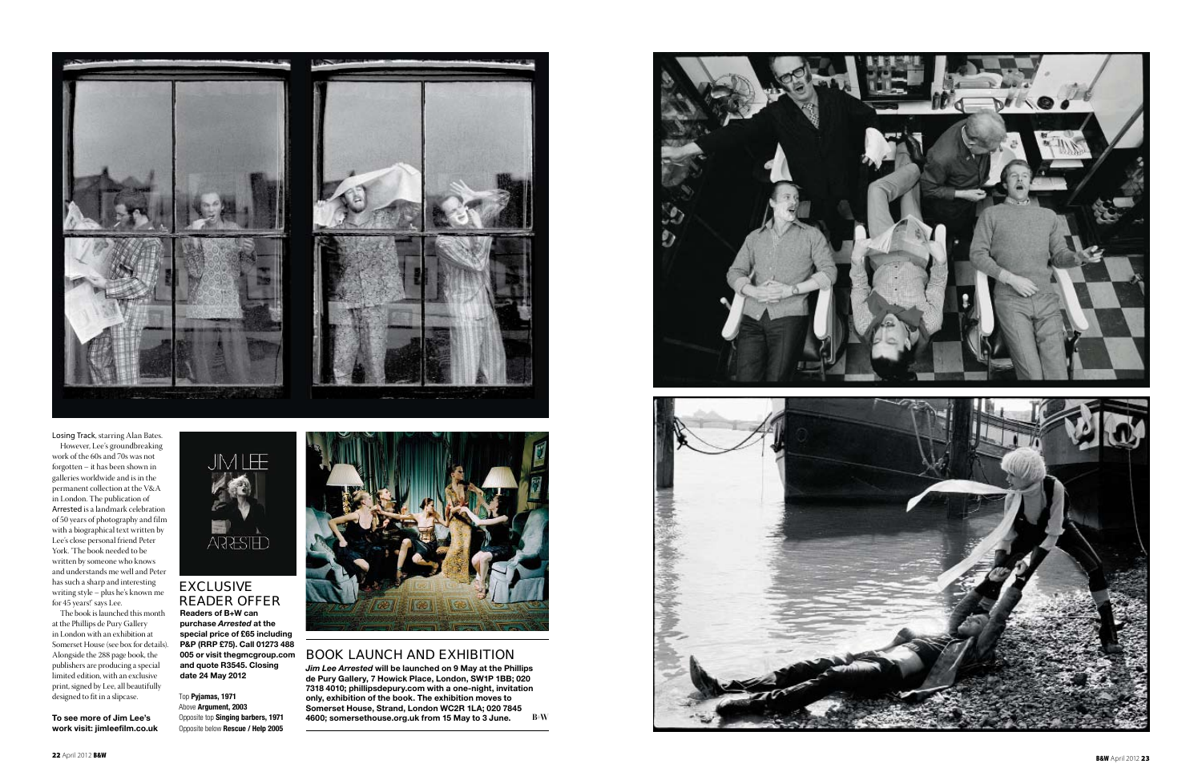Losing Track, starring Alan Bates.

However, Lee's groundbreaking work of the 60s and 70s was not forgotten – it has been shown in galleries worldwide and is in the permanent collection at the V&A in London. The publication of Arrested is a landmark celebration of 50 years of photography and film with a biographical text written by Lee's close personal friend Peter York. 'The book needed to be written by someone who knows and understands me well and Peter has such a sharp and interesting writing style – plus he's known me for 45 years!' says Lee.

The book is launched this month at the Phillips de Pury Gallery in London with an exhibition at Somerset House (see box for details). Alongside the 288 page book, the publishers are producing a special limited edition, with an exclusive print, signed by Lee, all beautifully designed to fit in a slipcase.

**To see more of Jim Lee's work visit: jimleefilm.co.uk**

## EXCLUSIVE READER OFFER

**Readers of B+W can purchase *Arrested* at the special price of £65 including P&P (RRP £75). Call 01273 488 005 or visit thegmcgroup.com and quote R3545. Closing date 24 May 2012**

Top **Pyjamas, 1971**
Above **Argument, 2003**
Opposite top **Singing barbers, 1971**
Opposite below **Rescue / Help 2005**

## BOOK LAUNCH AND EXHIBITION

***Jim Lee Arrested* will be launched on 9 May at the Phillips de Pury Gallery, 7 Howick Place, London, SW1P 1BB; 020 7318 4010; phillipsdepury.com with a one-night, invitation only, exhibition of the book. The exhibition moves to Somerset House, Strand, London WC2R 1LA; 020 7845 4600; somersethouse.org.uk from 15 May to 3 June.**